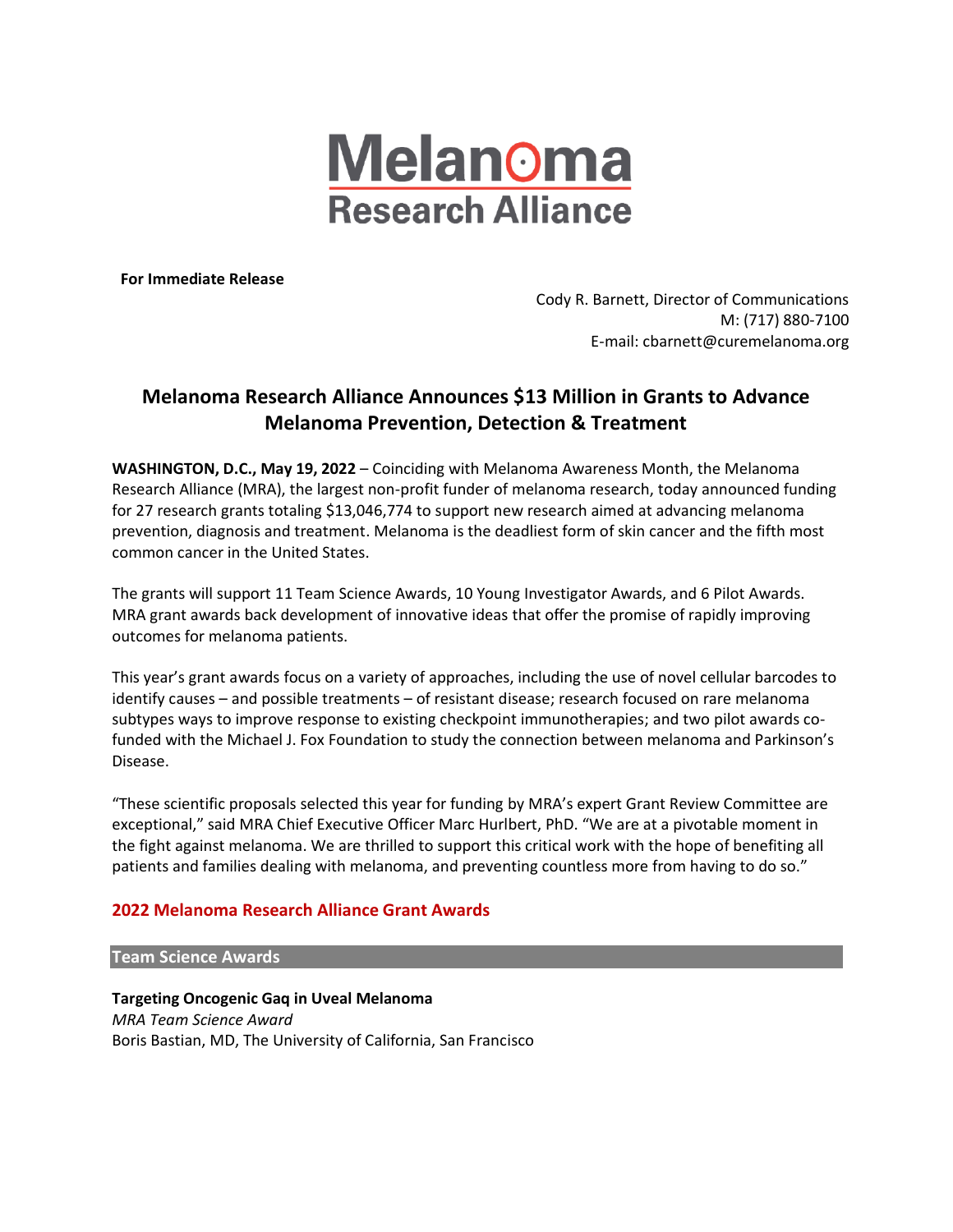Melanoma Research Alliance

**For Immediate Release**

Cody R. Barnett, Director of Communications
M: (717) 880-7100
E-mail: cbarnett@curemelanoma.org

# Melanoma Research Alliance Announces $13 Million in Grants to Advance Melanoma Prevention, Detection & Treatment

**WASHINGTON, D.C., May 19, 2022** – Coinciding with Melanoma Awareness Month, the Melanoma Research Alliance (MRA), the largest non-profit funder of melanoma research, today announced funding for 27 research grants totaling $13,046,774 to support new research aimed at advancing melanoma prevention, diagnosis and treatment. Melanoma is the deadliest form of skin cancer and the fifth most common cancer in the United States.

The grants will support 11 Team Science Awards, 10 Young Investigator Awards, and 6 Pilot Awards. MRA grant awards back development of innovative ideas that offer the promise of rapidly improving outcomes for melanoma patients.

This year's grant awards focus on a variety of approaches, including the use of novel cellular barcodes to identify causes – and possible treatments – of resistant disease; research focused on rare melanoma subtypes ways to improve response to existing checkpoint immunotherapies; and two pilot awards co-funded with the Michael J. Fox Foundation to study the connection between melanoma and Parkinson's Disease.

"These scientific proposals selected this year for funding by MRA's expert Grant Review Committee are exceptional," said MRA Chief Executive Officer Marc Hurlbert, PhD. "We are at a pivotable moment in the fight against melanoma. We are thrilled to support this critical work with the hope of benefiting all patients and families dealing with melanoma, and preventing countless more from having to do so."

## 2022 Melanoma Research Alliance Grant Awards

### Team Science Awards

**Targeting Oncogenic Gaq in Uveal Melanoma**
*MRA Team Science Award*
Boris Bastian, MD, The University of California, San Francisco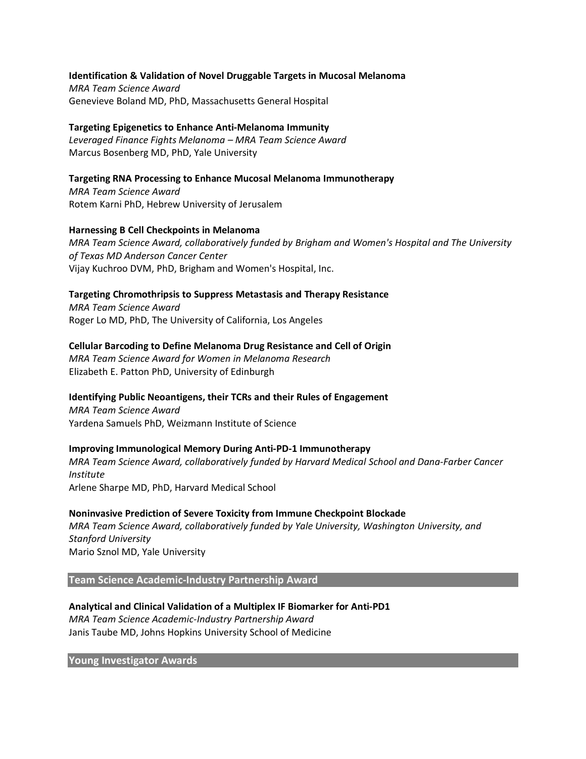**Identification & Validation of Novel Druggable Targets in Mucosal Melanoma**
*MRA Team Science Award*
Genevieve Boland MD, PhD, Massachusetts General Hospital

**Targeting Epigenetics to Enhance Anti-Melanoma Immunity**
*Leveraged Finance Fights Melanoma – MRA Team Science Award*
Marcus Bosenberg MD, PhD, Yale University

**Targeting RNA Processing to Enhance Mucosal Melanoma Immunotherapy**
*MRA Team Science Award*
Rotem Karni PhD, Hebrew University of Jerusalem

**Harnessing B Cell Checkpoints in Melanoma**
*MRA Team Science Award, collaboratively funded by Brigham and Women's Hospital and The University of Texas MD Anderson Cancer Center*
Vijay Kuchroo DVM, PhD, Brigham and Women's Hospital, Inc.

**Targeting Chromothripsis to Suppress Metastasis and Therapy Resistance**
*MRA Team Science Award*
Roger Lo MD, PhD, The University of California, Los Angeles

**Cellular Barcoding to Define Melanoma Drug Resistance and Cell of Origin**
*MRA Team Science Award for Women in Melanoma Research*
Elizabeth E. Patton PhD, University of Edinburgh

**Identifying Public Neoantigens, their TCRs and their Rules of Engagement**
*MRA Team Science Award*
Yardena Samuels PhD, Weizmann Institute of Science

**Improving Immunological Memory During Anti-PD-1 Immunotherapy**
*MRA Team Science Award, collaboratively funded by Harvard Medical School and Dana-Farber Cancer Institute*
Arlene Sharpe MD, PhD, Harvard Medical School

**Noninvasive Prediction of Severe Toxicity from Immune Checkpoint Blockade**
*MRA Team Science Award, collaboratively funded by Yale University, Washington University, and Stanford University*
Mario Sznol MD, Yale University

## Team Science Academic-Industry Partnership Award

**Analytical and Clinical Validation of a Multiplex IF Biomarker for Anti-PD1**
*MRA Team Science Academic-Industry Partnership Award*
Janis Taube MD, Johns Hopkins University School of Medicine

## Young Investigator Awards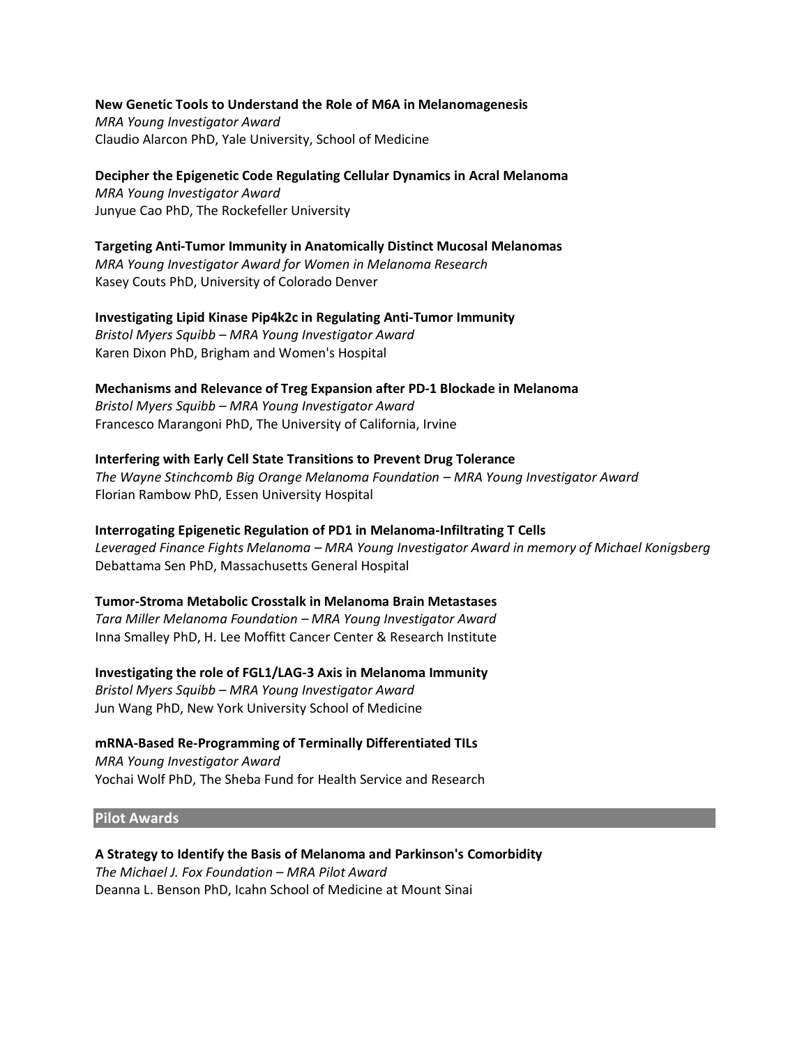**New Genetic Tools to Understand the Role of M6A in Melanomagenesis**
*MRA Young Investigator Award*
Claudio Alarcon PhD, Yale University, School of Medicine

**Decipher the Epigenetic Code Regulating Cellular Dynamics in Acral Melanoma**
*MRA Young Investigator Award*
Junyue Cao PhD, The Rockefeller University

**Targeting Anti-Tumor Immunity in Anatomically Distinct Mucosal Melanomas**
*MRA Young Investigator Award for Women in Melanoma Research*
Kasey Couts PhD, University of Colorado Denver

**Investigating Lipid Kinase Pip4k2c in Regulating Anti-Tumor Immunity**
*Bristol Myers Squibb – MRA Young Investigator Award*
Karen Dixon PhD, Brigham and Women's Hospital

**Mechanisms and Relevance of Treg Expansion after PD-1 Blockade in Melanoma**
*Bristol Myers Squibb – MRA Young Investigator Award*
Francesco Marangoni PhD, The University of California, Irvine

**Interfering with Early Cell State Transitions to Prevent Drug Tolerance**
*The Wayne Stinchcomb Big Orange Melanoma Foundation – MRA Young Investigator Award*
Florian Rambow PhD, Essen University Hospital

**Interrogating Epigenetic Regulation of PD1 in Melanoma-Infiltrating T Cells**
*Leveraged Finance Fights Melanoma – MRA Young Investigator Award in memory of Michael Konigsberg*
Debattama Sen PhD, Massachusetts General Hospital

**Tumor-Stroma Metabolic Crosstalk in Melanoma Brain Metastases**
*Tara Miller Melanoma Foundation – MRA Young Investigator Award*
Inna Smalley PhD, H. Lee Moffitt Cancer Center & Research Institute

**Investigating the role of FGL1/LAG-3 Axis in Melanoma Immunity**
*Bristol Myers Squibb – MRA Young Investigator Award*
Jun Wang PhD, New York University School of Medicine

**mRNA-Based Re-Programming of Terminally Differentiated TILs**
*MRA Young Investigator Award*
Yochai Wolf PhD, The Sheba Fund for Health Service and Research

## Pilot Awards

**A Strategy to Identify the Basis of Melanoma and Parkinson's Comorbidity**
*The Michael J. Fox Foundation – MRA Pilot Award*
Deanna L. Benson PhD, Icahn School of Medicine at Mount Sinai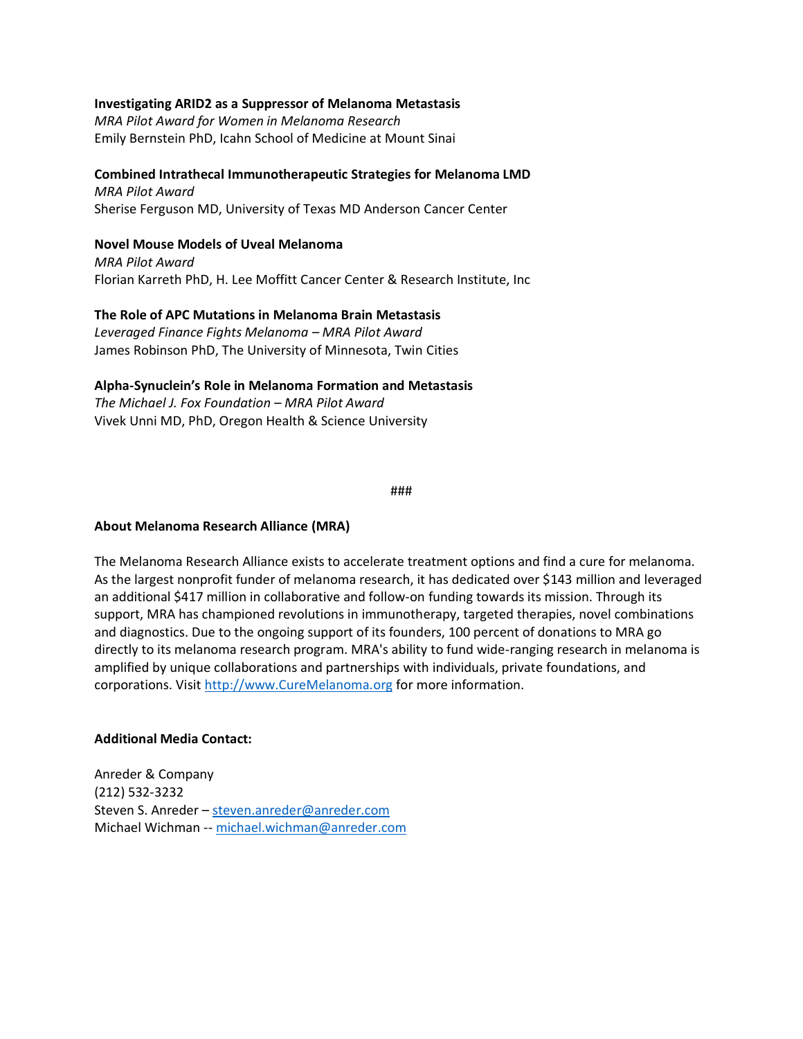**Investigating ARID2 as a Suppressor of Melanoma Metastasis**
*MRA Pilot Award for Women in Melanoma Research*
Emily Bernstein PhD, Icahn School of Medicine at Mount Sinai

**Combined Intrathecal Immunotherapeutic Strategies for Melanoma LMD**
*MRA Pilot Award*
Sherise Ferguson MD, University of Texas MD Anderson Cancer Center

**Novel Mouse Models of Uveal Melanoma**
*MRA Pilot Award*
Florian Karreth PhD, H. Lee Moffitt Cancer Center & Research Institute, Inc

**The Role of APC Mutations in Melanoma Brain Metastasis**
*Leveraged Finance Fights Melanoma – MRA Pilot Award*
James Robinson PhD, The University of Minnesota, Twin Cities

**Alpha-Synuclein's Role in Melanoma Formation and Metastasis**
*The Michael J. Fox Foundation – MRA Pilot Award*
Vivek Unni MD, PhD, Oregon Health & Science University

###

**About Melanoma Research Alliance (MRA)**

The Melanoma Research Alliance exists to accelerate treatment options and find a cure for melanoma. As the largest nonprofit funder of melanoma research, it has dedicated over $143 million and leveraged an additional $417 million in collaborative and follow-on funding towards its mission. Through its support, MRA has championed revolutions in immunotherapy, targeted therapies, novel combinations and diagnostics. Due to the ongoing support of its founders, 100 percent of donations to MRA go directly to its melanoma research program. MRA's ability to fund wide-ranging research in melanoma is amplified by unique collaborations and partnerships with individuals, private foundations, and corporations. Visit http://www.CureMelanoma.org for more information.

**Additional Media Contact:**

Anreder & Company
(212) 532-3232
Steven S. Anreder – steven.anreder@anreder.com
Michael Wichman -- michael.wichman@anreder.com